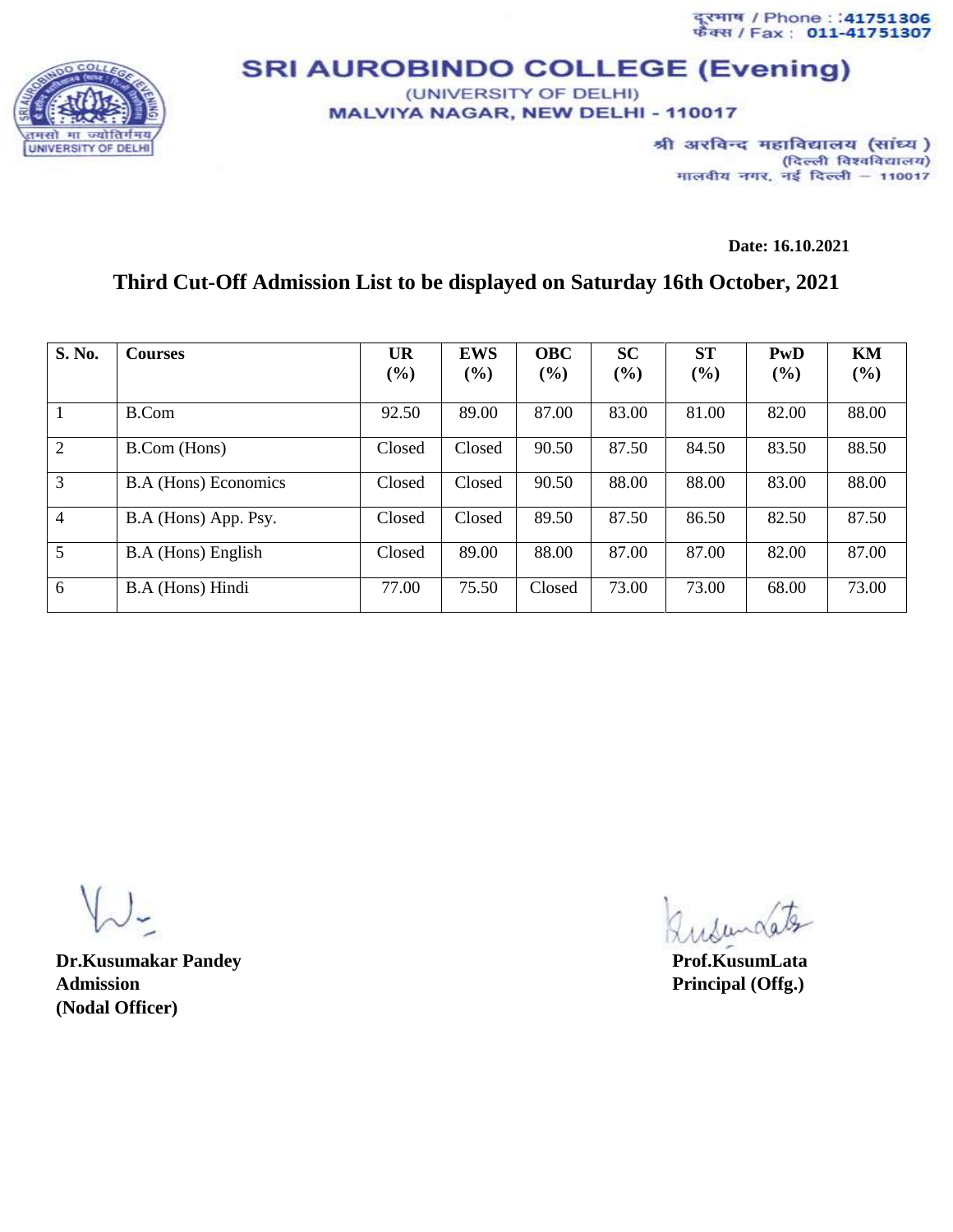दूरभाष / Phone : 41751306
फैक्स / Fax : 011-41751307

# SRI AUROBINDO COLLEGE (Evening)

(UNIVERSITY OF DELHI)
MALVIYA NAGAR, NEW DELHI - 110017

श्री अरविन्द महाविद्यालय (सांध्य)
(दिल्ली विश्वविद्यालय)
मालवीय नगर, नई दिल्ली – 110017

**Date: 16.10.2021**

## Third Cut-Off Admission List to be displayed on Saturday 16th October, 2021

| S. No. | Courses | UR (%) | EWS (%) | OBC (%) | SC (%) | ST (%) | PwD (%) | KM (%) |
|---|---|---|---|---|---|---|---|---|
| 1 | B.Com | 92.50 | 89.00 | 87.00 | 83.00 | 81.00 | 82.00 | 88.00 |
| 2 | B.Com (Hons) | Closed | Closed | 90.50 | 87.50 | 84.50 | 83.50 | 88.50 |
| 3 | B.A (Hons) Economics | Closed | Closed | 90.50 | 88.00 | 88.00 | 83.00 | 88.00 |
| 4 | B.A (Hons) App. Psy. | Closed | Closed | 89.50 | 87.50 | 86.50 | 82.50 | 87.50 |
| 5 | B.A (Hons) English | Closed | 89.00 | 88.00 | 87.00 | 87.00 | 82.00 | 87.00 |
| 6 | B.A (Hons) Hindi | 77.00 | 75.50 | Closed | 73.00 | 73.00 | 68.00 | 73.00 |

**Dr.Kusumakar Pandey**
**Admission**
**(Nodal Officer)**

**Prof.KusumLata**
**Principal (Offg.)**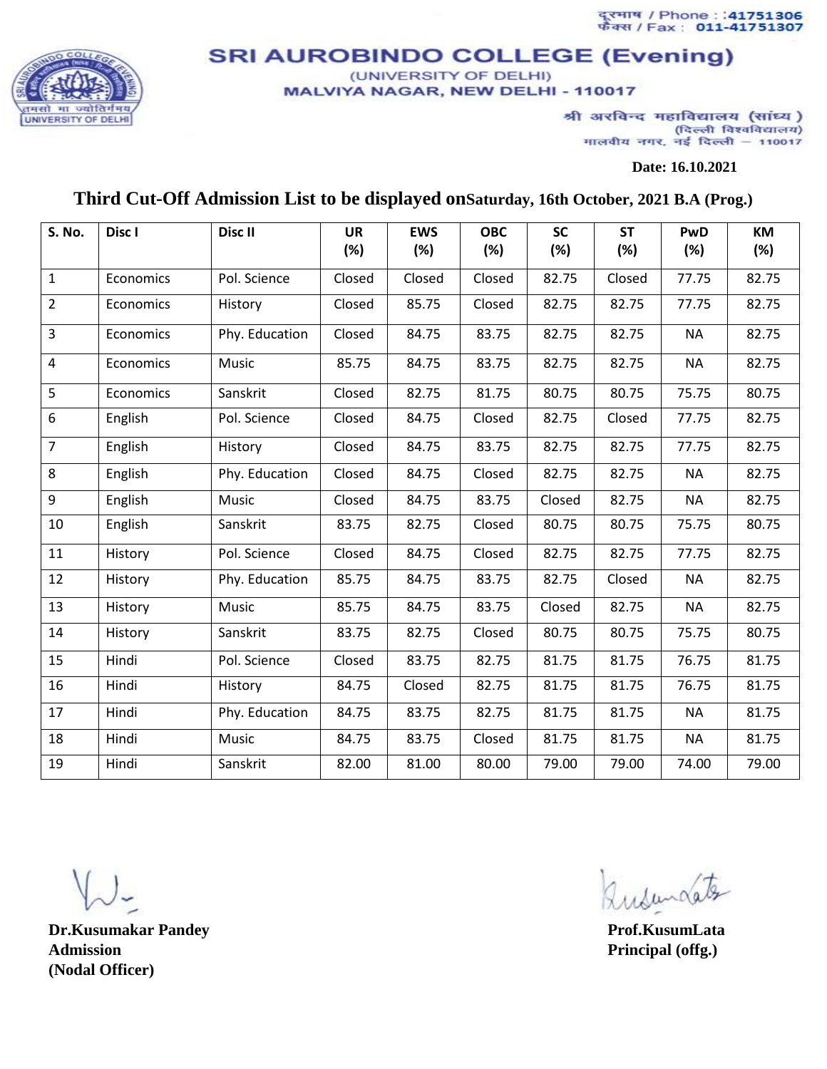दूरभाष / Phone : 41751306
फैक्स / Fax : 011-41751307

# SRI AUROBINDO COLLEGE (Evening)

(UNIVERSITY OF DELHI)
MALVIYA NAGAR, NEW DELHI - 110017

श्री अरविन्द महाविद्यालय (सांध्य)
(दिल्ली विश्वविद्यालय)
मालवीय नगर, नई दिल्ली – 110017

**Date: 16.10.2021**

## Third Cut-Off Admission List to be displayed on Saturday, 16th October, 2021 B.A (Prog.)

| S. No. | Disc I | Disc II | UR (%) | EWS (%) | OBC (%) | SC (%) | ST (%) | PwD (%) | KM (%) |
|---|---|---|---|---|---|---|---|---|---|
| 1 | Economics | Pol. Science | Closed | Closed | Closed | 82.75 | Closed | 77.75 | 82.75 |
| 2 | Economics | History | Closed | 85.75 | Closed | 82.75 | 82.75 | 77.75 | 82.75 |
| 3 | Economics | Phy. Education | Closed | 84.75 | 83.75 | 82.75 | 82.75 | NA | 82.75 |
| 4 | Economics | Music | 85.75 | 84.75 | 83.75 | 82.75 | 82.75 | NA | 82.75 |
| 5 | Economics | Sanskrit | Closed | 82.75 | 81.75 | 80.75 | 80.75 | 75.75 | 80.75 |
| 6 | English | Pol. Science | Closed | 84.75 | Closed | 82.75 | Closed | 77.75 | 82.75 |
| 7 | English | History | Closed | 84.75 | 83.75 | 82.75 | 82.75 | 77.75 | 82.75 |
| 8 | English | Phy. Education | Closed | 84.75 | Closed | 82.75 | 82.75 | NA | 82.75 |
| 9 | English | Music | Closed | 84.75 | 83.75 | Closed | 82.75 | NA | 82.75 |
| 10 | English | Sanskrit | 83.75 | 82.75 | Closed | 80.75 | 80.75 | 75.75 | 80.75 |
| 11 | History | Pol. Science | Closed | 84.75 | Closed | 82.75 | 82.75 | 77.75 | 82.75 |
| 12 | History | Phy. Education | 85.75 | 84.75 | 83.75 | 82.75 | Closed | NA | 82.75 |
| 13 | History | Music | 85.75 | 84.75 | 83.75 | Closed | 82.75 | NA | 82.75 |
| 14 | History | Sanskrit | 83.75 | 82.75 | Closed | 80.75 | 80.75 | 75.75 | 80.75 |
| 15 | Hindi | Pol. Science | Closed | 83.75 | 82.75 | 81.75 | 81.75 | 76.75 | 81.75 |
| 16 | Hindi | History | 84.75 | Closed | 82.75 | 81.75 | 81.75 | 76.75 | 81.75 |
| 17 | Hindi | Phy. Education | 84.75 | 83.75 | 82.75 | 81.75 | 81.75 | NA | 81.75 |
| 18 | Hindi | Music | 84.75 | 83.75 | Closed | 81.75 | 81.75 | NA | 81.75 |
| 19 | Hindi | Sanskrit | 82.00 | 81.00 | 80.00 | 79.00 | 79.00 | 74.00 | 79.00 |

**Dr.Kusumakar Pandey**
**Admission**
**(Nodal Officer)**

**Prof.KusumLata**
**Principal (offg.)**